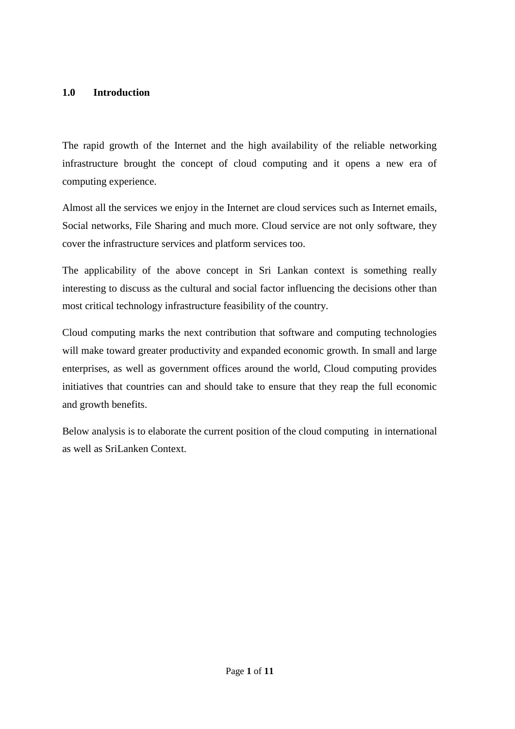## 1.0 Introduction

The rapid growth of the Internet and the high availability of the reliable networking infrastructure brought the concept of cloud computing and it opens a new era of computing experience.

Almost all the services we enjoy in the Internet are cloud services such as Internet emails, Social networks, File Sharing and much more. Cloud service are not only software, they cover the infrastructure services and platform services too.

The applicability of the above concept in Sri Lankan context is something really interesting to discuss as the cultural and social factor influencing the decisions other than most critical technology infrastructure feasibility of the country.

Cloud computing marks the next contribution that software and computing technologies will make toward greater productivity and expanded economic growth. In small and large enterprises, as well as government offices around the world, Cloud computing provides initiatives that countries can and should take to ensure that they reap the full economic and growth benefits.

Below analysis is to elaborate the current position of the cloud computing  in international as well as SriLanken Context.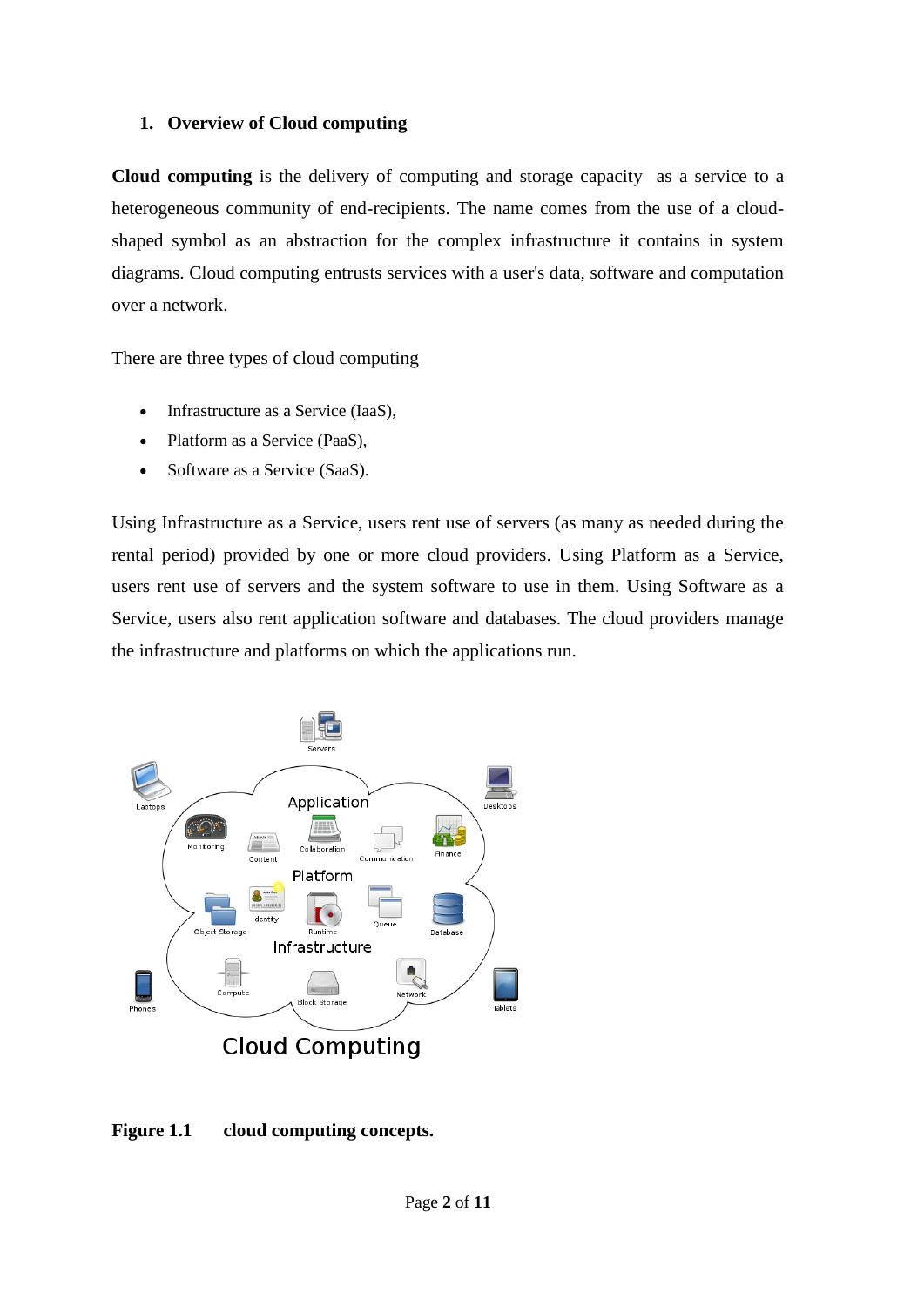## 1. Overview of Cloud computing

**Cloud computing** is the delivery of computing and storage capacity as a service to a heterogeneous community of end-recipients. The name comes from the use of a cloud-shaped symbol as an abstraction for the complex infrastructure it contains in system diagrams. Cloud computing entrusts services with a user's data, software and computation over a network.

There are three types of cloud computing

- Infrastructure as a Service (IaaS),
- Platform as a Service (PaaS),
- Software as a Service (SaaS).

Using Infrastructure as a Service, users rent use of servers (as many as needed during the rental period) provided by one or more cloud providers. Using Platform as a Service, users rent use of servers and the system software to use in them. Using Software as a Service, users also rent application software and databases. The cloud providers manage the infrastructure and platforms on which the applications run.

**Figure 1.1 cloud computing concepts.**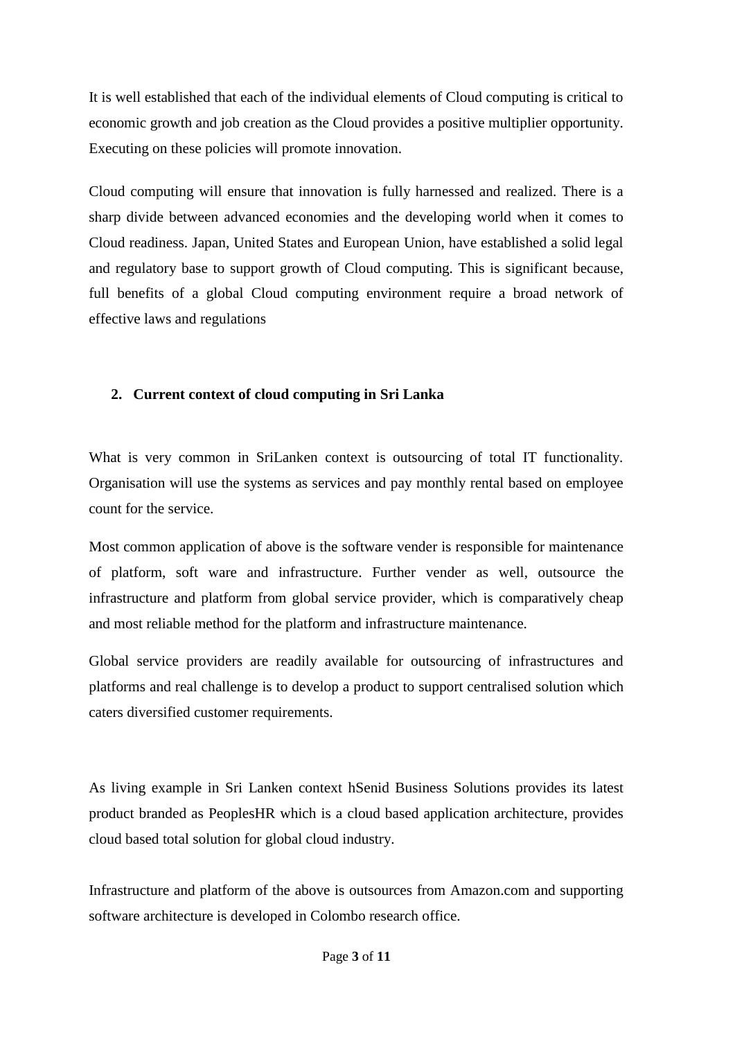It is well established that each of the individual elements of Cloud computing is critical to economic growth and job creation as the Cloud provides a positive multiplier opportunity. Executing on these policies will promote innovation.

Cloud computing will ensure that innovation is fully harnessed and realized. There is a sharp divide between advanced economies and the developing world when it comes to Cloud readiness. Japan, United States and European Union, have established a solid legal and regulatory base to support growth of Cloud computing. This is significant because, full benefits of a global Cloud computing environment require a broad network of effective laws and regulations

## 2. Current context of cloud computing in Sri Lanka

What is very common in SriLanken context is outsourcing of total IT functionality. Organisation will use the systems as services and pay monthly rental based on employee count for the service.

Most common application of above is the software vender is responsible for maintenance of platform, soft ware and infrastructure. Further vender as well, outsource the infrastructure and platform from global service provider, which is comparatively cheap and most reliable method for the platform and infrastructure maintenance.

Global service providers are readily available for outsourcing of infrastructures and platforms and real challenge is to develop a product to support centralised solution which caters diversified customer requirements.

As living example in Sri Lanken context hSenid Business Solutions provides its latest product branded as PeoplesHR which is a cloud based application architecture, provides cloud based total solution for global cloud industry.

Infrastructure and platform of the above is outsources from Amazon.com and supporting software architecture is developed in Colombo research office.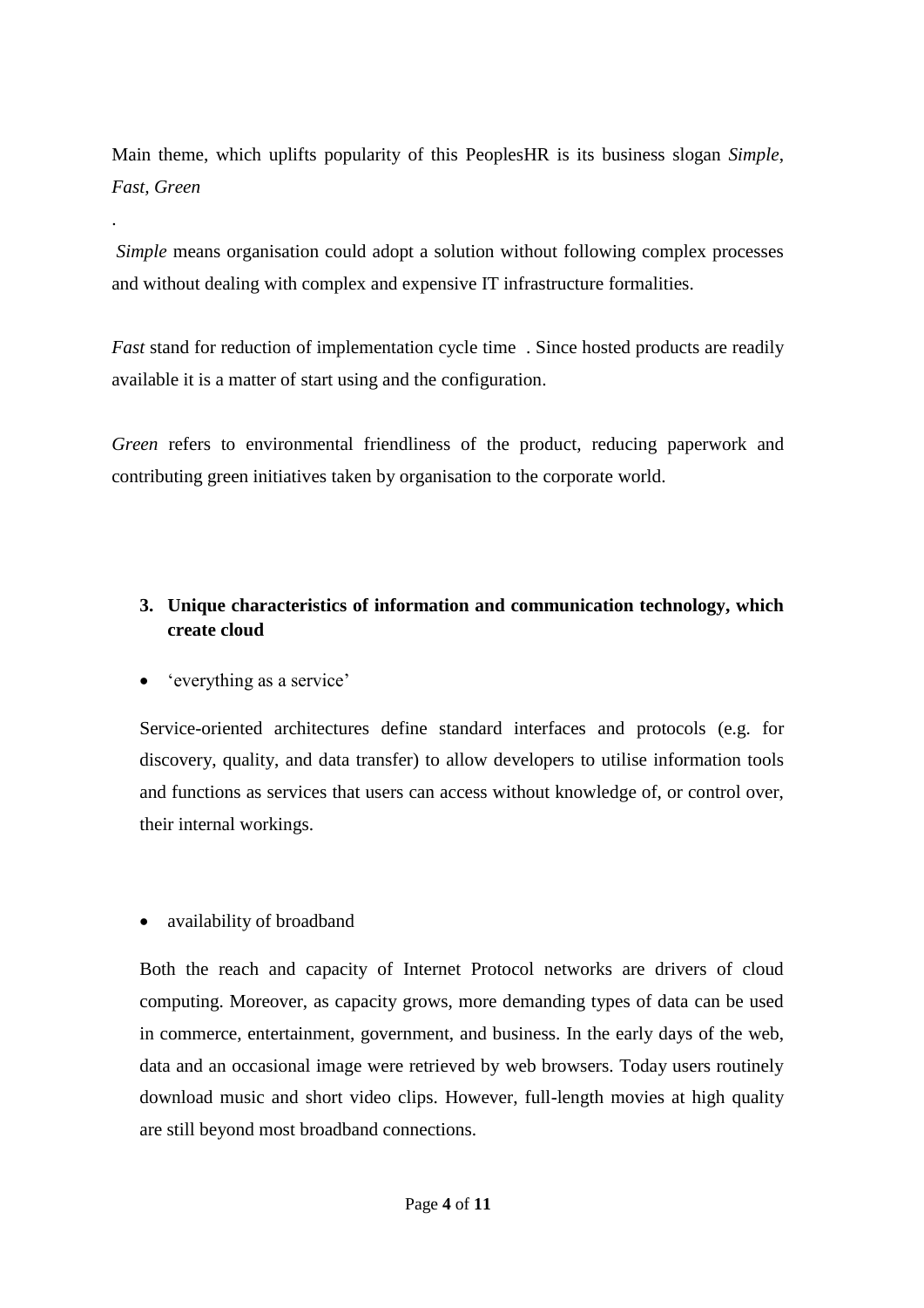Main theme, which uplifts popularity of this PeoplesHR is its business slogan *Simple*, *Fast, Green*

.

*Simple* means organisation could adopt a solution without following complex processes and without dealing with complex and expensive IT infrastructure formalities.

*Fast* stand for reduction of implementation cycle time . Since hosted products are readily available it is a matter of start using and the configuration.

*Green* refers to environmental friendliness of the product, reducing paperwork and contributing green initiatives taken by organisation to the corporate world.

### 3. Unique characteristics of information and communication technology, which create cloud

- 'everything as a service'

Service-oriented architectures define standard interfaces and protocols (e.g. for discovery, quality, and data transfer) to allow developers to utilise information tools and functions as services that users can access without knowledge of, or control over, their internal workings.

- availability of broadband

Both the reach and capacity of Internet Protocol networks are drivers of cloud computing. Moreover, as capacity grows, more demanding types of data can be used in commerce, entertainment, government, and business. In the early days of the web, data and an occasional image were retrieved by web browsers. Today users routinely download music and short video clips. However, full-length movies at high quality are still beyond most broadband connections.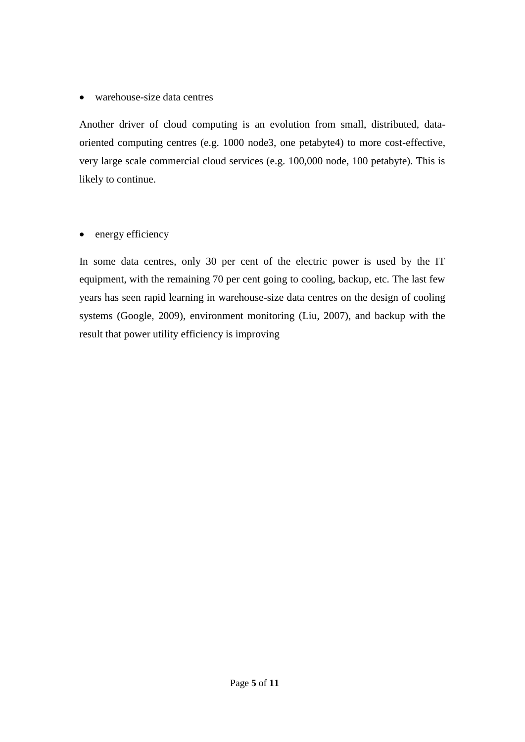- warehouse-size data centres

Another driver of cloud computing is an evolution from small, distributed, data-oriented computing centres (e.g. 1000 node3, one petabyte4) to more cost-effective, very large scale commercial cloud services (e.g. 100,000 node, 100 petabyte). This is likely to continue.

- energy efficiency

In some data centres, only 30 per cent of the electric power is used by the IT equipment, with the remaining 70 per cent going to cooling, backup, etc. The last few years has seen rapid learning in warehouse-size data centres on the design of cooling systems (Google, 2009), environment monitoring (Liu, 2007), and backup with the result that power utility efficiency is improving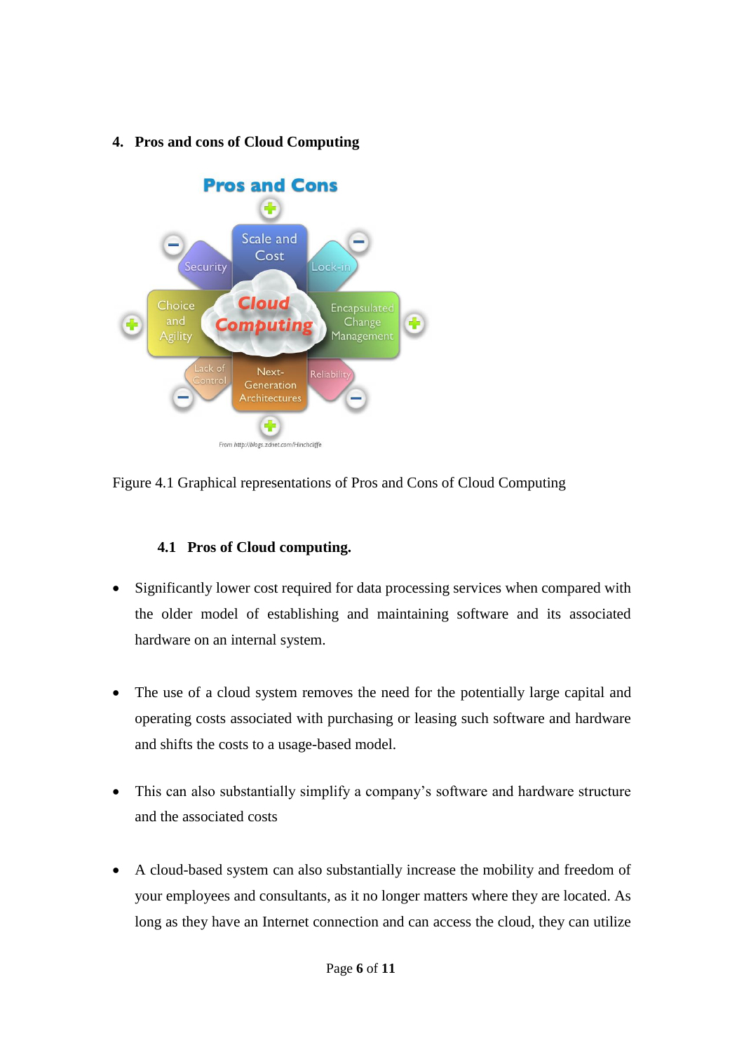## 4. Pros and cons of Cloud Computing

Figure 4.1 Graphical representations of Pros and Cons of Cloud Computing

### 4.1 Pros of Cloud computing.

- Significantly lower cost required for data processing services when compared with the older model of establishing and maintaining software and its associated hardware on an internal system.

- The use of a cloud system removes the need for the potentially large capital and operating costs associated with purchasing or leasing such software and hardware and shifts the costs to a usage-based model.

- This can also substantially simplify a company's software and hardware structure and the associated costs

- A cloud-based system can also substantially increase the mobility and freedom of your employees and consultants, as it no longer matters where they are located. As long as they have an Internet connection and can access the cloud, they can utilize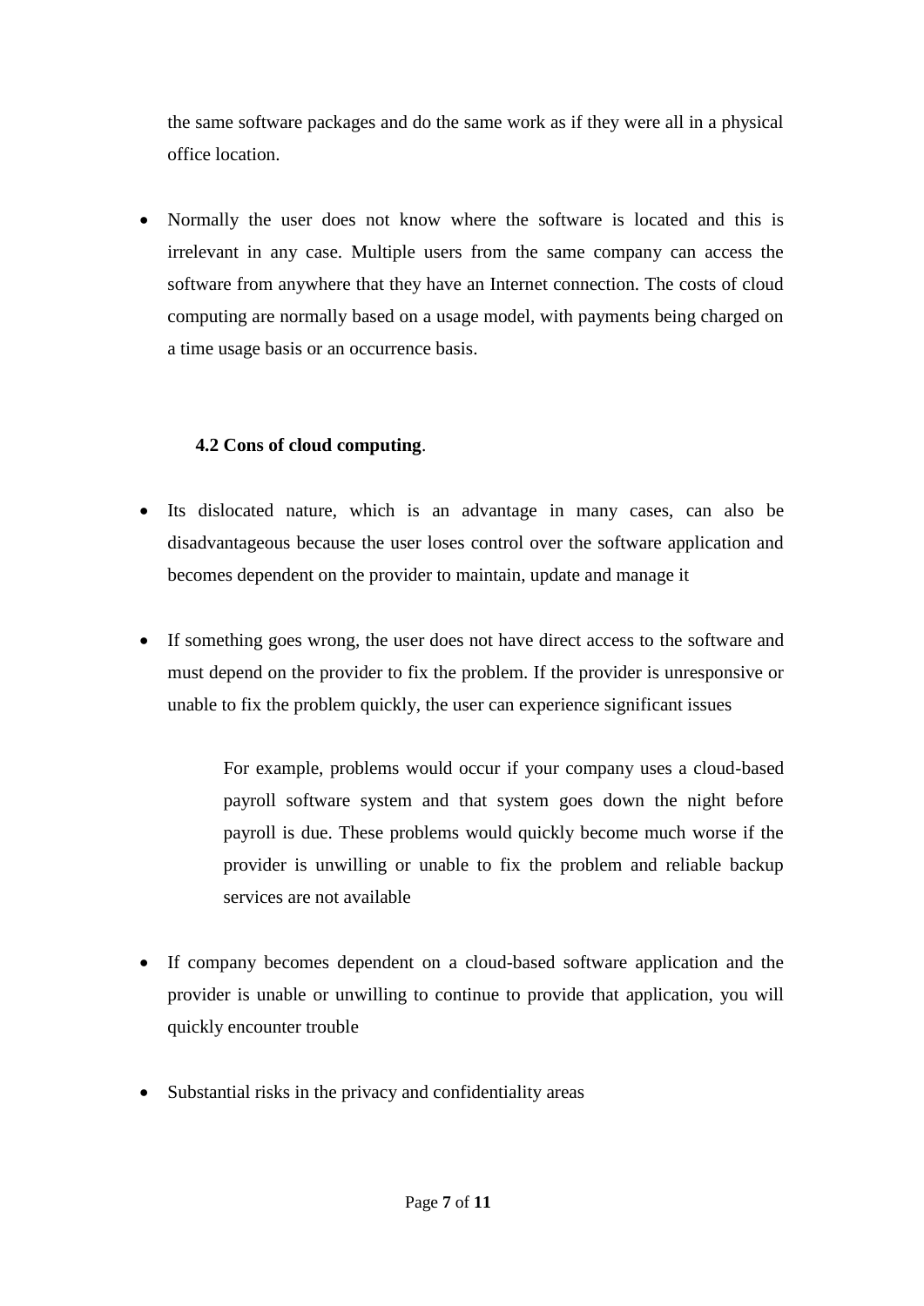the same software packages and do the same work as if they were all in a physical office location.

- Normally the user does not know where the software is located and this is irrelevant in any case. Multiple users from the same company can access the software from anywhere that they have an Internet connection. The costs of cloud computing are normally based on a usage model, with payments being charged on a time usage basis or an occurrence basis.

### 4.2 Cons of cloud computing.

- Its dislocated nature, which is an advantage in many cases, can also be disadvantageous because the user loses control over the software application and becomes dependent on the provider to maintain, update and manage it

- If something goes wrong, the user does not have direct access to the software and must depend on the provider to fix the problem. If the provider is unresponsive or unable to fix the problem quickly, the user can experience significant issues

  For example, problems would occur if your company uses a cloud-based payroll software system and that system goes down the night before payroll is due. These problems would quickly become much worse if the provider is unwilling or unable to fix the problem and reliable backup services are not available

- If company becomes dependent on a cloud-based software application and the provider is unable or unwilling to continue to provide that application, you will quickly encounter trouble

- Substantial risks in the privacy and confidentiality areas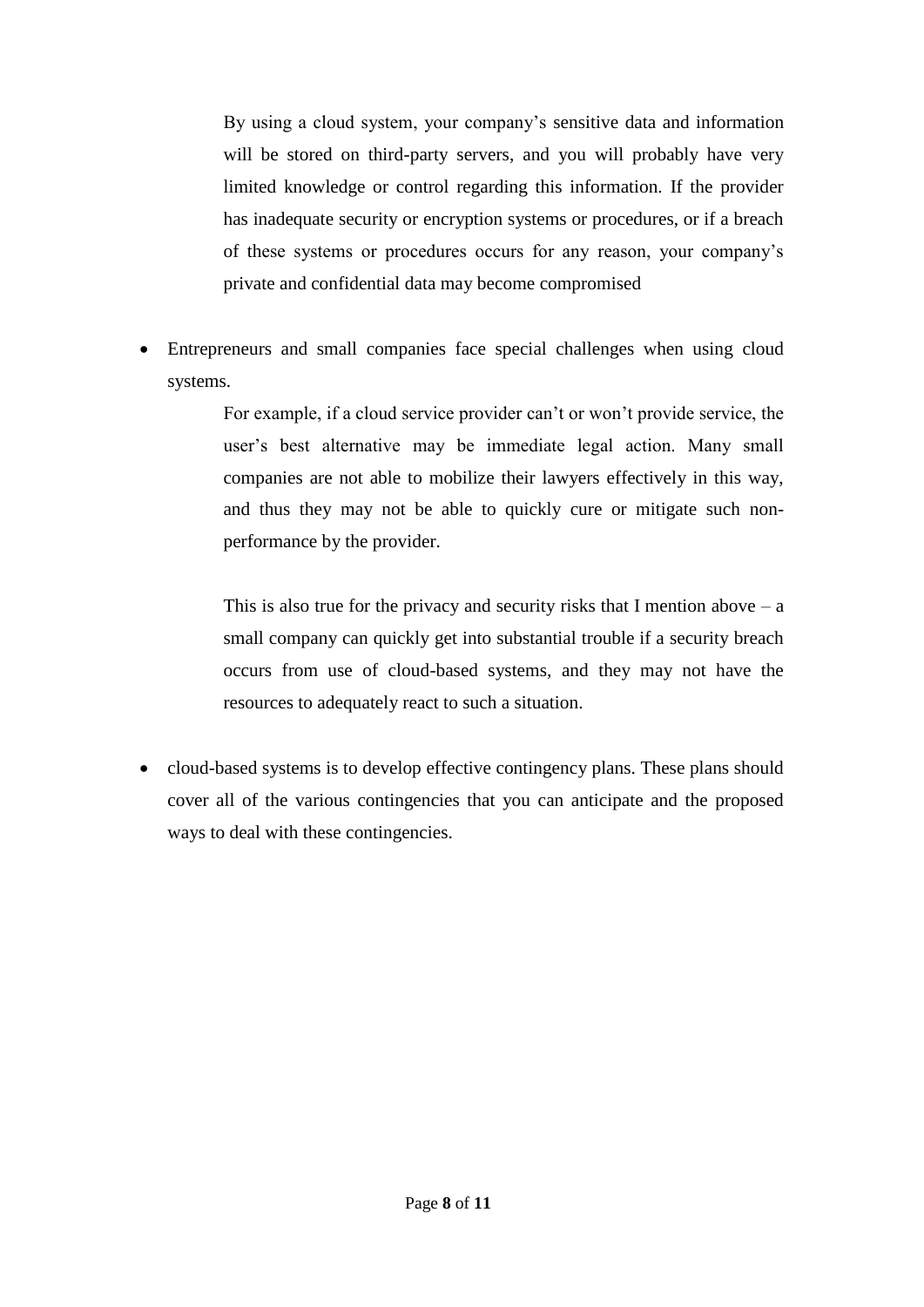By using a cloud system, your company's sensitive data and information will be stored on third-party servers, and you will probably have very limited knowledge or control regarding this information. If the provider has inadequate security or encryption systems or procedures, or if a breach of these systems or procedures occurs for any reason, your company's private and confidential data may become compromised

- Entrepreneurs and small companies face special challenges when using cloud systems.

  For example, if a cloud service provider can't or won't provide service, the user's best alternative may be immediate legal action. Many small companies are not able to mobilize their lawyers effectively in this way, and thus they may not be able to quickly cure or mitigate such non-performance by the provider.

  This is also true for the privacy and security risks that I mention above – a small company can quickly get into substantial trouble if a security breach occurs from use of cloud-based systems, and they may not have the resources to adequately react to such a situation.

- cloud-based systems is to develop effective contingency plans. These plans should cover all of the various contingencies that you can anticipate and the proposed ways to deal with these contingencies.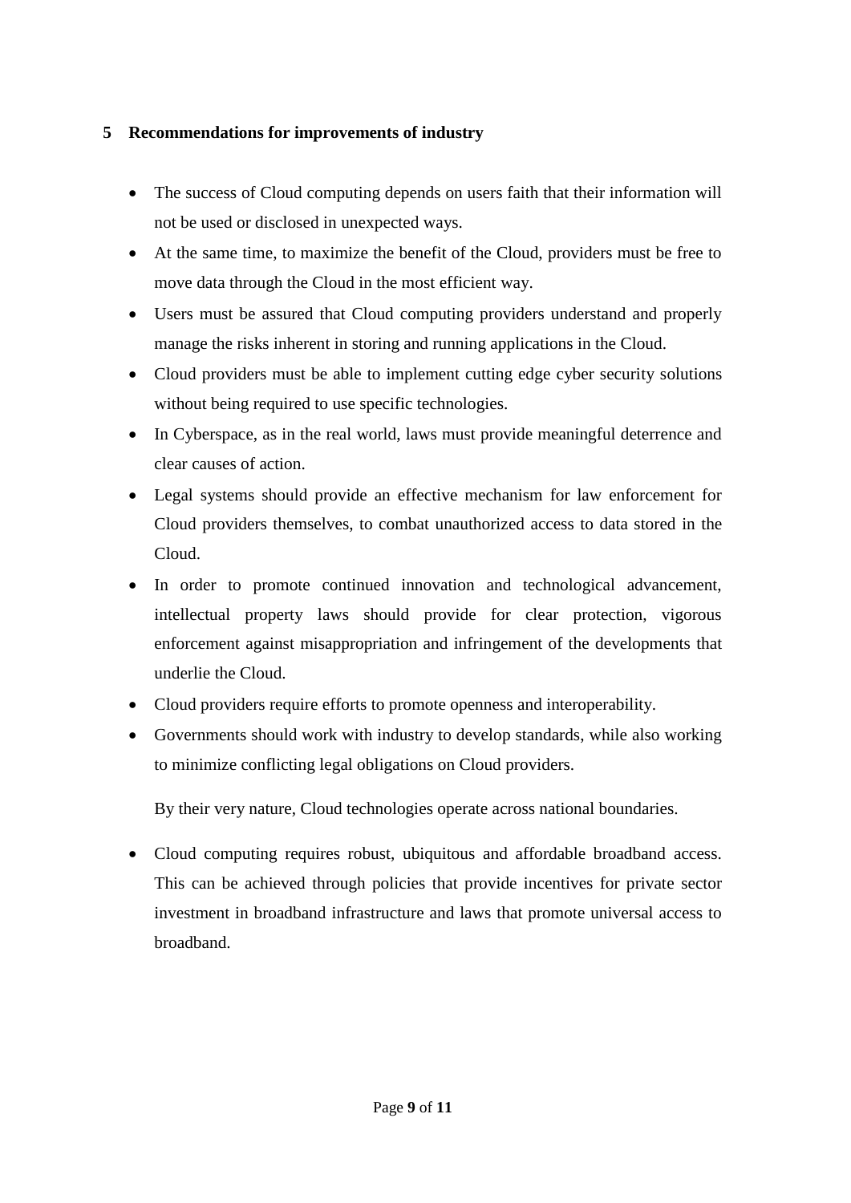## 5 Recommendations for improvements of industry

- The success of Cloud computing depends on users faith that their information will not be used or disclosed in unexpected ways.
- At the same time, to maximize the benefit of the Cloud, providers must be free to move data through the Cloud in the most efficient way.
- Users must be assured that Cloud computing providers understand and properly manage the risks inherent in storing and running applications in the Cloud.
- Cloud providers must be able to implement cutting edge cyber security solutions without being required to use specific technologies.
- In Cyberspace, as in the real world, laws must provide meaningful deterrence and clear causes of action.
- Legal systems should provide an effective mechanism for law enforcement for Cloud providers themselves, to combat unauthorized access to data stored in the Cloud.
- In order to promote continued innovation and technological advancement, intellectual property laws should provide for clear protection, vigorous enforcement against misappropriation and infringement of the developments that underlie the Cloud.
- Cloud providers require efforts to promote openness and interoperability.
- Governments should work with industry to develop standards, while also working to minimize conflicting legal obligations on Cloud providers.

  By their very nature, Cloud technologies operate across national boundaries.

- Cloud computing requires robust, ubiquitous and affordable broadband access. This can be achieved through policies that provide incentives for private sector investment in broadband infrastructure and laws that promote universal access to broadband.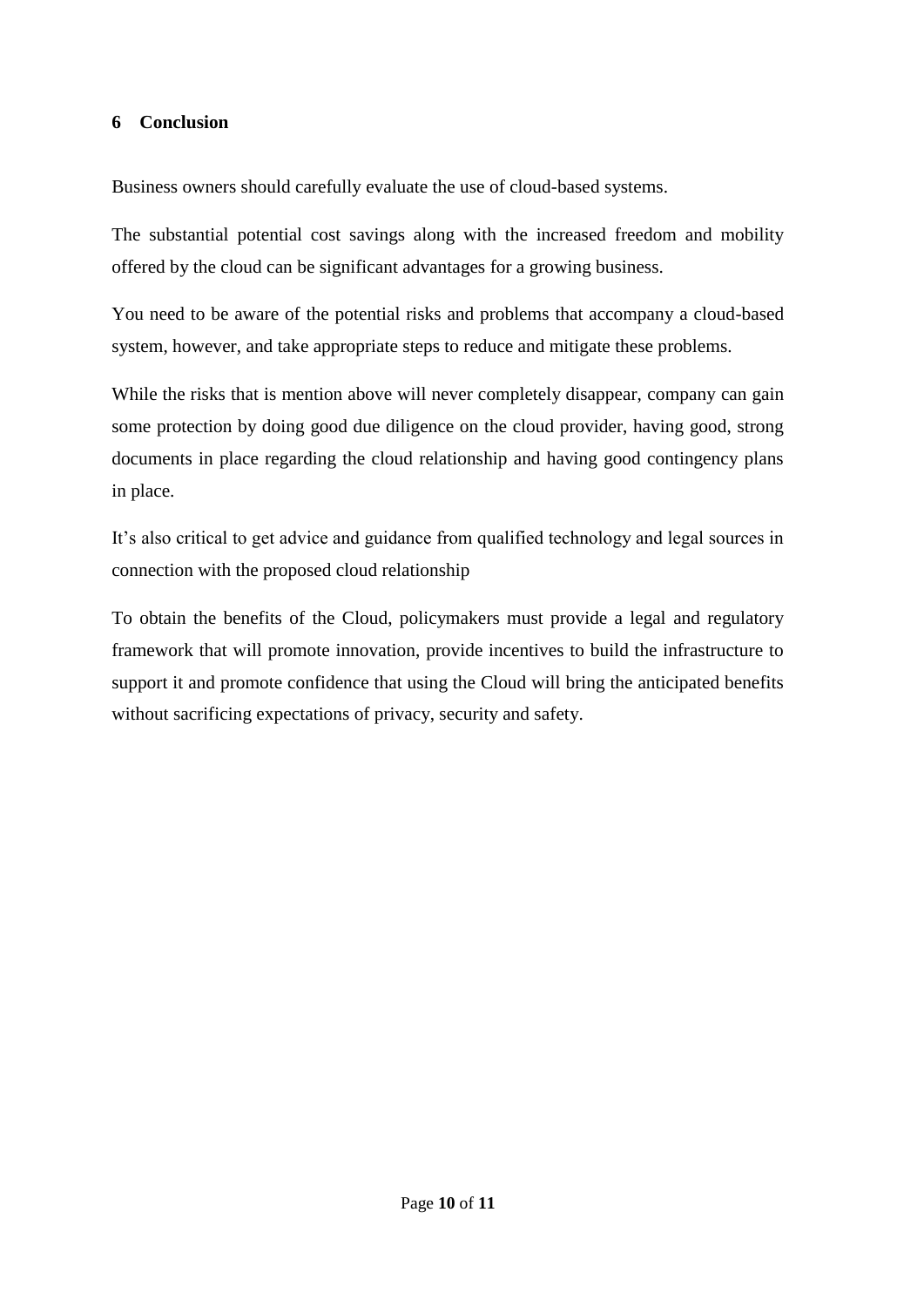## 6 Conclusion

Business owners should carefully evaluate the use of cloud-based systems.

The substantial potential cost savings along with the increased freedom and mobility offered by the cloud can be significant advantages for a growing business.

You need to be aware of the potential risks and problems that accompany a cloud-based system, however, and take appropriate steps to reduce and mitigate these problems.

While the risks that is mention above will never completely disappear, company can gain some protection by doing good due diligence on the cloud provider, having good, strong documents in place regarding the cloud relationship and having good contingency plans in place.

It's also critical to get advice and guidance from qualified technology and legal sources in connection with the proposed cloud relationship

To obtain the benefits of the Cloud, policymakers must provide a legal and regulatory framework that will promote innovation, provide incentives to build the infrastructure to support it and promote confidence that using the Cloud will bring the anticipated benefits without sacrificing expectations of privacy, security and safety.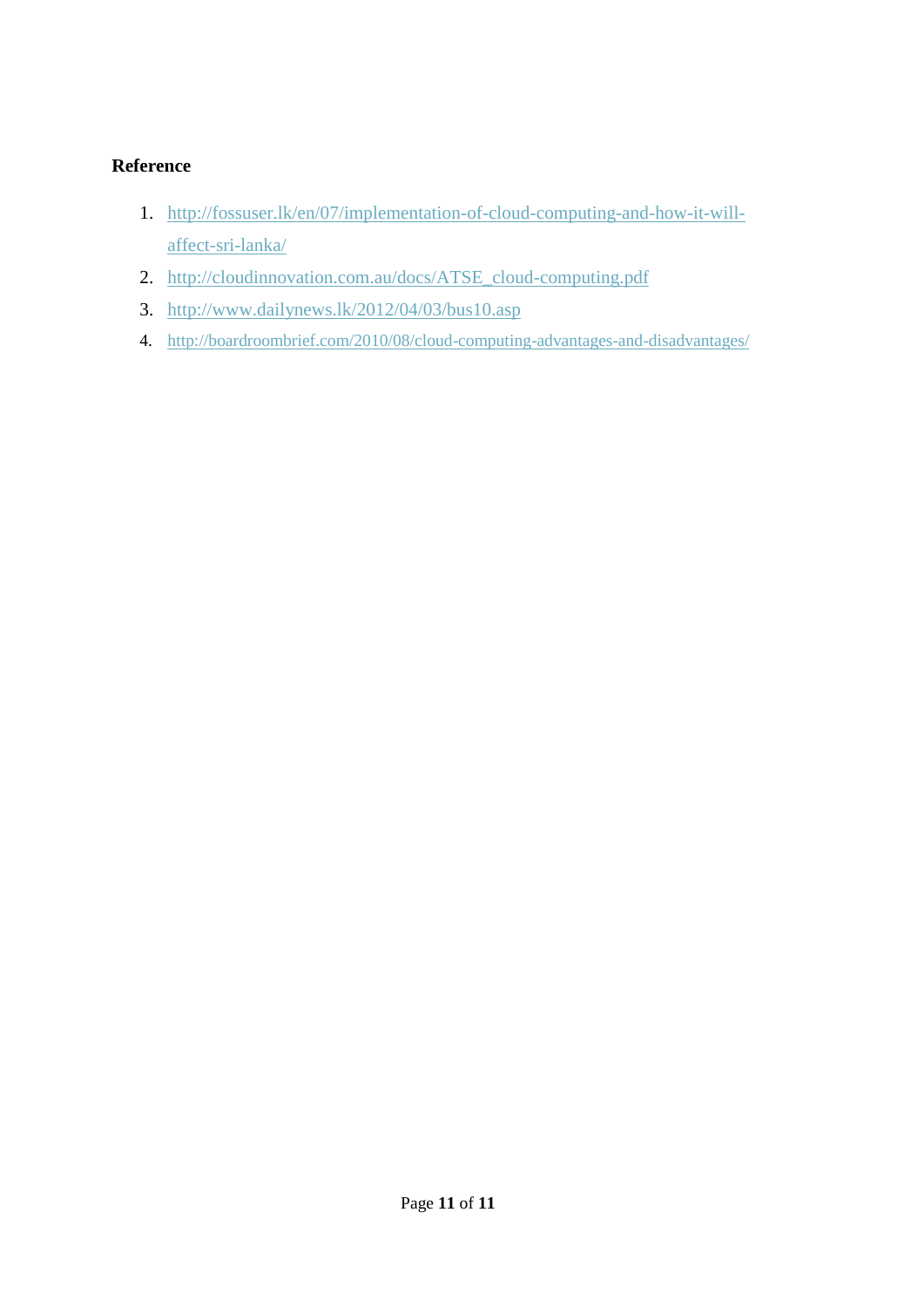**Reference**

1. http://fossuser.lk/en/07/implementation-of-cloud-computing-and-how-it-will-affect-sri-lanka/
2. http://cloudinnovation.com.au/docs/ATSE_cloud-computing.pdf
3. http://www.dailynews.lk/2012/04/03/bus10.asp
4. http://boardroombrief.com/2010/08/cloud-computing-advantages-and-disadvantages/